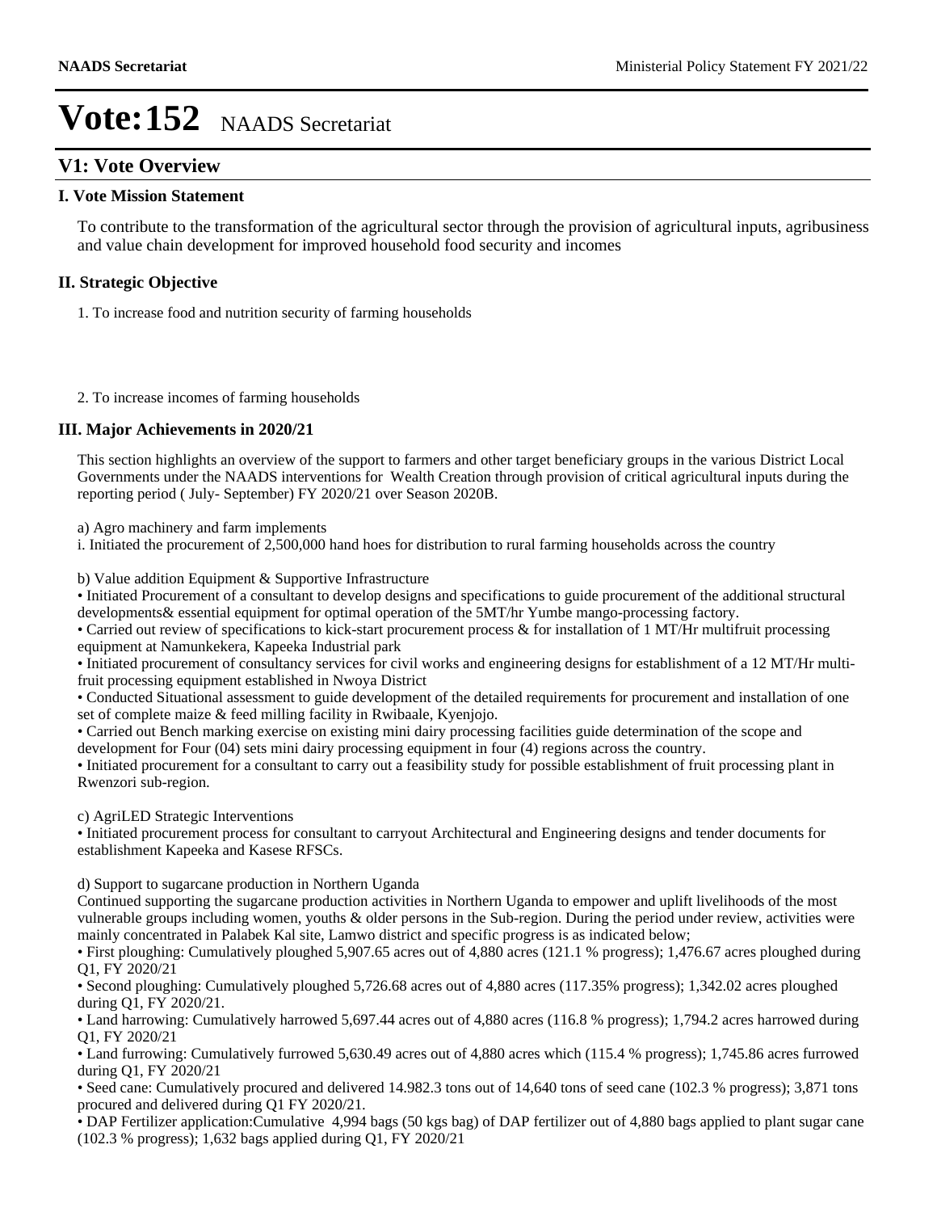# Vote:152 NAADS Secretariat

## V1: Vote Overview

### I. Vote Mission Statement

To contribute to the transformation of the agricultural sector through the provision of agricultural inputs, agribusiness and value chain development for improved household food security and incomes

### II. Strategic Objective

1. To increase food and nutrition security of farming households

2. To increase incomes of farming households

### III. Major Achievements in 2020/21

This section highlights an overview of the support to farmers and other target beneficiary groups in the various District Local Governments under the NAADS interventions for Wealth Creation through provision of critical agricultural inputs during the reporting period ( July- September) FY 2020/21 over Season 2020B.

a) Agro machinery and farm implements

i. Initiated the procurement of 2,500,000 hand hoes for distribution to rural farming households across the country

b) Value addition Equipment & Supportive Infrastructure

• Initiated Procurement of a consultant to develop designs and specifications to guide procurement of the additional structural developments& essential equipment for optimal operation of the 5MT/hr Yumbe mango-processing factory.

• Carried out review of specifications to kick-start procurement process & for installation of 1 MT/Hr multifruit processing equipment at Namunkekera, Kapeeka Industrial park

• Initiated procurement of consultancy services for civil works and engineering designs for establishment of a 12 MT/Hr multi-fruit processing equipment established in Nwoya District

• Conducted Situational assessment to guide development of the detailed requirements for procurement and installation of one set of complete maize & feed milling facility in Rwibaale, Kyenjojo.

• Carried out Bench marking exercise on existing mini dairy processing facilities guide determination of the scope and development for Four (04) sets mini dairy processing equipment in four (4) regions across the country.

• Initiated procurement for a consultant to carry out a feasibility study for possible establishment of fruit processing plant in Rwenzori sub-region.

c) AgriLED Strategic Interventions

• Initiated procurement process for consultant to carryout Architectural and Engineering designs and tender documents for establishment Kapeeka and Kasese RFSCs.

d) Support to sugarcane production in Northern Uganda

Continued supporting the sugarcane production activities in Northern Uganda to empower and uplift livelihoods of the most vulnerable groups including women, youths & older persons in the Sub-region. During the period under review, activities were mainly concentrated in Palabek Kal site, Lamwo district and specific progress is as indicated below;

• First ploughing: Cumulatively ploughed 5,907.65 acres out of 4,880 acres (121.1 % progress); 1,476.67 acres ploughed during Q1, FY 2020/21

• Second ploughing: Cumulatively ploughed 5,726.68 acres out of 4,880 acres (117.35% progress); 1,342.02 acres ploughed during Q1, FY 2020/21.

• Land harrowing: Cumulatively harrowed 5,697.44 acres out of 4,880 acres (116.8 % progress); 1,794.2 acres harrowed during Q1, FY 2020/21

• Land furrowing: Cumulatively furrowed 5,630.49 acres out of 4,880 acres which (115.4 % progress); 1,745.86 acres furrowed during Q1, FY 2020/21

• Seed cane: Cumulatively procured and delivered 14.982.3 tons out of 14,640 tons of seed cane (102.3 % progress); 3,871 tons procured and delivered during Q1 FY 2020/21.

• DAP Fertilizer application:Cumulative 4,994 bags (50 kgs bag) of DAP fertilizer out of 4,880 bags applied to plant sugar cane (102.3 % progress); 1,632 bags applied during Q1, FY 2020/21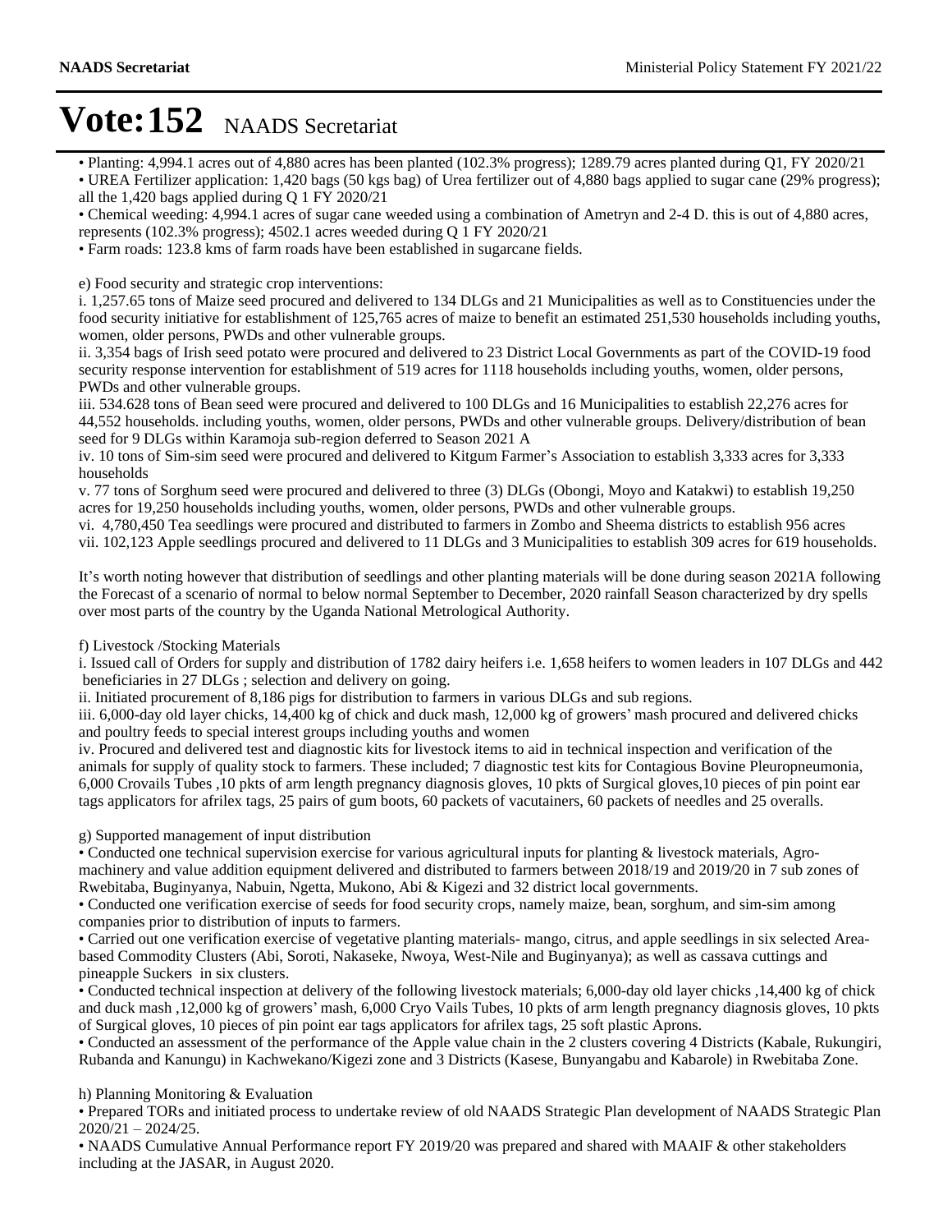# Vote:152 NAADS Secretariat

- Planting: 4,994.1 acres out of 4,880 acres has been planted (102.3% progress); 1289.79 acres planted during Q1, FY 2020/21
- UREA Fertilizer application: 1,420 bags (50 kgs bag) of Urea fertilizer out of 4,880 bags applied to sugar cane (29% progress); all the 1,420 bags applied during Q 1 FY 2020/21
- Chemical weeding: 4,994.1 acres of sugar cane weeded using a combination of Ametryn and 2-4 D. this is out of 4,880 acres, represents (102.3% progress); 4502.1 acres weeded during Q 1 FY 2020/21
- Farm roads: 123.8 kms of farm roads have been established in sugarcane fields.

e) Food security and strategic crop interventions:

i. 1,257.65 tons of Maize seed procured and delivered to 134 DLGs and 21 Municipalities as well as to Constituencies under the food security initiative for establishment of 125,765 acres of maize to benefit an estimated 251,530 households including youths, women, older persons, PWDs and other vulnerable groups.

ii. 3,354 bags of Irish seed potato were procured and delivered to 23 District Local Governments as part of the COVID-19 food security response intervention for establishment of 519 acres for 1118 households including youths, women, older persons, PWDs and other vulnerable groups.

iii. 534.628 tons of Bean seed were procured and delivered to 100 DLGs and 16 Municipalities to establish 22,276 acres for 44,552 households. including youths, women, older persons, PWDs and other vulnerable groups. Delivery/distribution of bean seed for 9 DLGs within Karamoja sub-region deferred to Season 2021 A

iv. 10 tons of Sim-sim seed were procured and delivered to Kitgum Farmer's Association to establish 3,333 acres for 3,333 households

v. 77 tons of Sorghum seed were procured and delivered to three (3) DLGs (Obongi, Moyo and Katakwi) to establish 19,250 acres for 19,250 households including youths, women, older persons, PWDs and other vulnerable groups.

vi. 4,780,450 Tea seedlings were procured and distributed to farmers in Zombo and Sheema districts to establish 956 acres

vii. 102,123 Apple seedlings procured and delivered to 11 DLGs and 3 Municipalities to establish 309 acres for 619 households.

It's worth noting however that distribution of seedlings and other planting materials will be done during season 2021A following the Forecast of a scenario of normal to below normal September to December, 2020 rainfall Season characterized by dry spells over most parts of the country by the Uganda National Metrological Authority.

f) Livestock /Stocking Materials

i. Issued call of Orders for supply and distribution of 1782 dairy heifers i.e. 1,658 heifers to women leaders in 107 DLGs and 442 beneficiaries in 27 DLGs ; selection and delivery on going.

ii. Initiated procurement of 8,186 pigs for distribution to farmers in various DLGs and sub regions.

iii. 6,000-day old layer chicks, 14,400 kg of chick and duck mash, 12,000 kg of growers' mash procured and delivered chicks and poultry feeds to special interest groups including youths and women

iv. Procured and delivered test and diagnostic kits for livestock items to aid in technical inspection and verification of the animals for supply of quality stock to farmers. These included; 7 diagnostic test kits for Contagious Bovine Pleuropneumonia, 6,000 Crovails Tubes ,10 pkts of arm length pregnancy diagnosis gloves, 10 pkts of Surgical gloves,10 pieces of pin point ear tags applicators for afrilex tags, 25 pairs of gum boots, 60 packets of vacutainers, 60 packets of needles and 25 overalls.

g) Supported management of input distribution

- Conducted one technical supervision exercise for various agricultural inputs for planting & livestock materials, Agro-machinery and value addition equipment delivered and distributed to farmers between 2018/19 and 2019/20 in 7 sub zones of Rwebitaba, Buginyanya, Nabuin, Ngetta, Mukono, Abi & Kigezi and 32 district local governments.
- Conducted one verification exercise of seeds for food security crops, namely maize, bean, sorghum, and sim-sim among companies prior to distribution of inputs to farmers.
- Carried out one verification exercise of vegetative planting materials- mango, citrus, and apple seedlings in six selected Area-based Commodity Clusters (Abi, Soroti, Nakaseke, Nwoya, West-Nile and Buginyanya); as well as cassava cuttings and pineapple Suckers in six clusters.
- Conducted technical inspection at delivery of the following livestock materials; 6,000-day old layer chicks ,14,400 kg of chick and duck mash ,12,000 kg of growers' mash, 6,000 Cryo Vails Tubes, 10 pkts of arm length pregnancy diagnosis gloves, 10 pkts of Surgical gloves, 10 pieces of pin point ear tags applicators for afrilex tags, 25 soft plastic Aprons.
- Conducted an assessment of the performance of the Apple value chain in the 2 clusters covering 4 Districts (Kabale, Rukungiri, Rubanda and Kanungu) in Kachwekano/Kigezi zone and 3 Districts (Kasese, Bunyangabu and Kabarole) in Rwebitaba Zone.

h) Planning Monitoring & Evaluation

- Prepared TORs and initiated process to undertake review of old NAADS Strategic Plan development of NAADS Strategic Plan 2020/21 – 2024/25.
- NAADS Cumulative Annual Performance report FY 2019/20 was prepared and shared with MAAIF & other stakeholders including at the JASAR, in August 2020.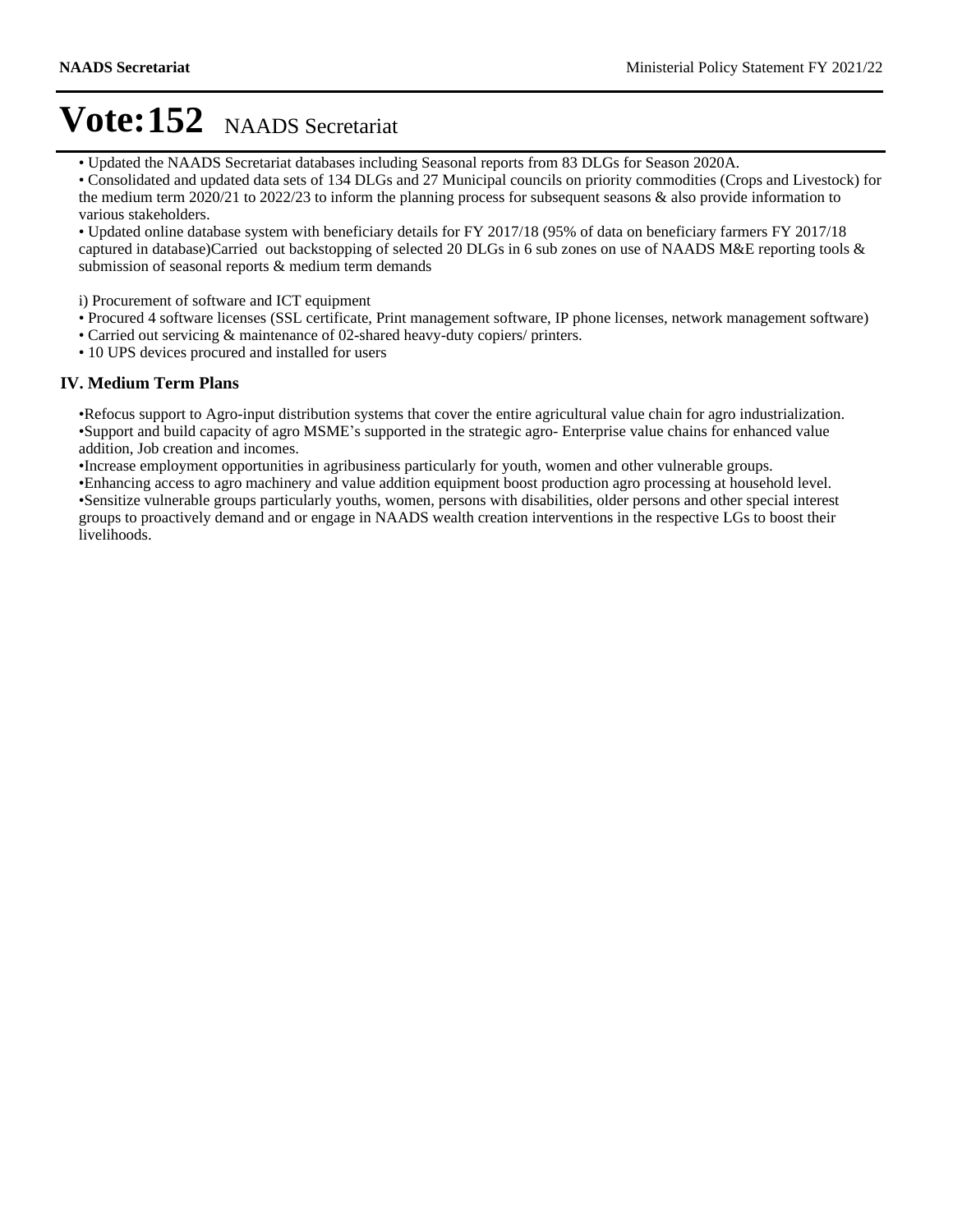# Vote:152 NAADS Secretariat

• Updated the NAADS Secretariat databases including Seasonal reports from 83 DLGs for Season 2020A.
• Consolidated and updated data sets of 134 DLGs and 27 Municipal councils on priority commodities (Crops and Livestock) for the medium term 2020/21 to 2022/23 to inform the planning process for subsequent seasons & also provide information to various stakeholders.
• Updated online database system with beneficiary details for FY 2017/18 (95% of data on beneficiary farmers FY 2017/18 captured in database)Carried out backstopping of selected 20 DLGs in 6 sub zones on use of NAADS M&E reporting tools & submission of seasonal reports & medium term demands

i) Procurement of software and ICT equipment
• Procured 4 software licenses (SSL certificate, Print management software, IP phone licenses, network management software)
• Carried out servicing & maintenance of 02-shared heavy-duty copiers/ printers.
• 10 UPS devices procured and installed for users

## IV. Medium Term Plans

•Refocus support to Agro-input distribution systems that cover the entire agricultural value chain for agro industrialization.
•Support and build capacity of agro MSME's supported in the strategic agro- Enterprise value chains for enhanced value addition, Job creation and incomes.
•Increase employment opportunities in agribusiness particularly for youth, women and other vulnerable groups.
•Enhancing access to agro machinery and value addition equipment boost production agro processing at household level.
•Sensitize vulnerable groups particularly youths, women, persons with disabilities, older persons and other special interest groups to proactively demand and or engage in NAADS wealth creation interventions in the respective LGs to boost their livelihoods.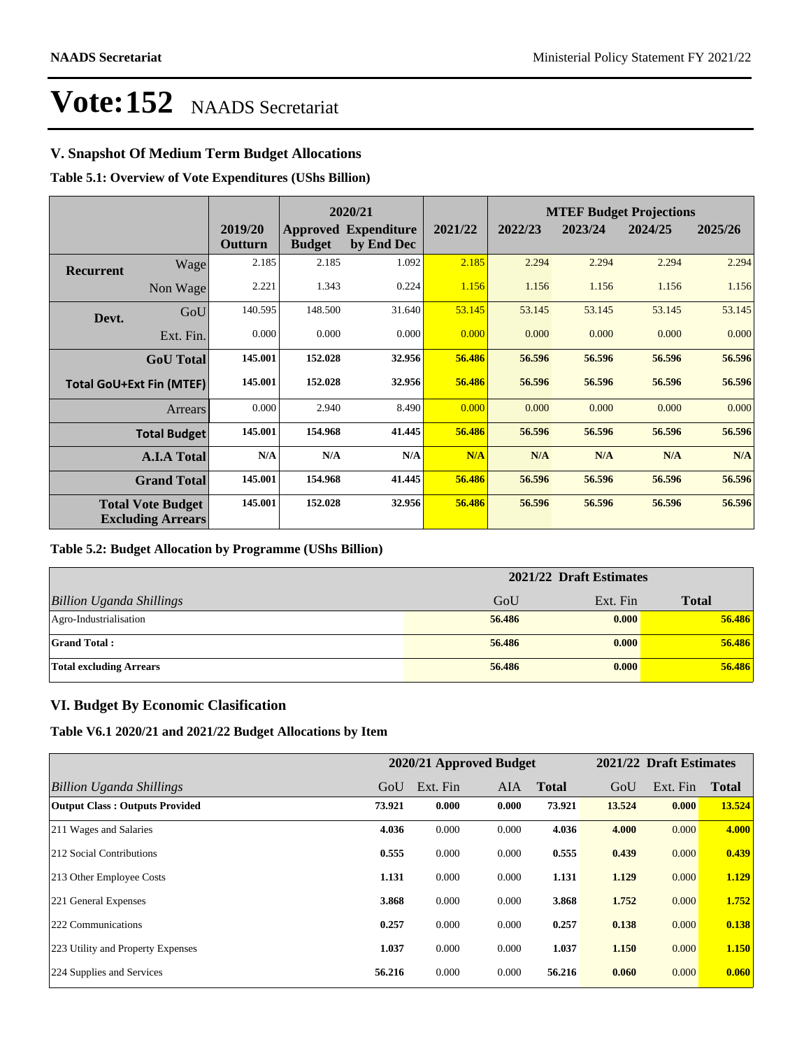# Vote:152 NAADS Secretariat

## V. Snapshot Of Medium Term Budget Allocations

**Table 5.1: Overview of Vote Expenditures (UShs Billion)**

| | | 2019/20 Outturn | 2020/21 Approved Budget | 2020/21 Expenditure by End Dec | 2021/22 | MTEF Budget Projections 2022/23 | 2023/24 | 2024/25 | 2025/26 |
|---|---|---|---|---|---|---|---|---|---|
| **Recurrent** | Wage | 2.185 | 2.185 | 1.092 | 2.185 | 2.294 | 2.294 | 2.294 | 2.294 |
| | Non Wage | 2.221 | 1.343 | 0.224 | 1.156 | 1.156 | 1.156 | 1.156 | 1.156 |
| **Devt.** | GoU | 140.595 | 148.500 | 31.640 | 53.145 | 53.145 | 53.145 | 53.145 | 53.145 |
| | Ext. Fin. | 0.000 | 0.000 | 0.000 | 0.000 | 0.000 | 0.000 | 0.000 | 0.000 |
| | **GoU Total** | **145.001** | **152.028** | **32.956** | **56.486** | **56.596** | **56.596** | **56.596** | **56.596** |
| **Total GoU+Ext Fin (MTEF)** | | **145.001** | **152.028** | **32.956** | **56.486** | **56.596** | **56.596** | **56.596** | **56.596** |
| | Arrears | 0.000 | 2.940 | 8.490 | 0.000 | 0.000 | 0.000 | 0.000 | 0.000 |
| | **Total Budget** | **145.001** | **154.968** | **41.445** | **56.486** | **56.596** | **56.596** | **56.596** | **56.596** |
| | **A.I.A Total** | **N/A** | **N/A** | **N/A** | **N/A** | **N/A** | **N/A** | **N/A** | **N/A** |
| | **Grand Total** | **145.001** | **154.968** | **41.445** | **56.486** | **56.596** | **56.596** | **56.596** | **56.596** |
| **Total Vote Budget Excluding Arrears** | | **145.001** | **152.028** | **32.956** | **56.486** | **56.596** | **56.596** | **56.596** | **56.596** |

**Table 5.2: Budget Allocation by Programme (UShs Billion)**

| | 2021/22 Draft Estimates | | |
|---|---|---|---|
| *Billion Uganda Shillings* | GoU | Ext. Fin | **Total** |
| Agro-Industrialisation | **56.486** | **0.000** | **56.486** |
| **Grand Total :** | **56.486** | **0.000** | **56.486** |
| **Total excluding Arrears** | **56.486** | **0.000** | **56.486** |

## VI. Budget By Economic Clasification

**Table V6.1 2020/21 and 2021/22 Budget Allocations by Item**

| | 2020/21 Approved Budget | | | | 2021/22 Draft Estimates | | |
|---|---|---|---|---|---|---|---|
| *Billion Uganda Shillings* | GoU | Ext. Fin | AIA | **Total** | GoU | Ext. Fin | **Total** |
| **Output Class : Outputs Provided** | **73.921** | **0.000** | **0.000** | **73.921** | **13.524** | **0.000** | **13.524** |
| 211 Wages and Salaries | **4.036** | 0.000 | 0.000 | **4.036** | **4.000** | 0.000 | **4.000** |
| 212 Social Contributions | **0.555** | 0.000 | 0.000 | **0.555** | **0.439** | 0.000 | **0.439** |
| 213 Other Employee Costs | **1.131** | 0.000 | 0.000 | **1.131** | **1.129** | 0.000 | **1.129** |
| 221 General Expenses | **3.868** | 0.000 | 0.000 | **3.868** | **1.752** | 0.000 | **1.752** |
| 222 Communications | **0.257** | 0.000 | 0.000 | **0.257** | **0.138** | 0.000 | **0.138** |
| 223 Utility and Property Expenses | **1.037** | 0.000 | 0.000 | **1.037** | **1.150** | 0.000 | **1.150** |
| 224 Supplies and Services | **56.216** | 0.000 | 0.000 | **56.216** | **0.060** | 0.000 | **0.060** |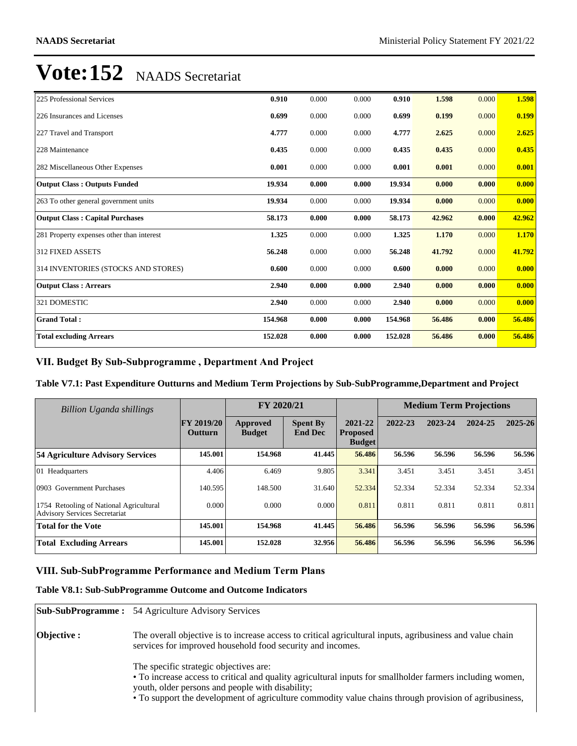# Vote:152 NAADS Secretariat

| | | | | | | | |
|---|---|---|---|---|---|---|---|
| 225 Professional Services | **0.910** | 0.000 | 0.000 | **0.910** | **1.598** | 0.000 | **1.598** |
| 226 Insurances and Licenses | **0.699** | 0.000 | 0.000 | **0.699** | **0.199** | 0.000 | **0.199** |
| 227 Travel and Transport | **4.777** | 0.000 | 0.000 | **4.777** | **2.625** | 0.000 | **2.625** |
| 228 Maintenance | **0.435** | 0.000 | 0.000 | **0.435** | **0.435** | 0.000 | **0.435** |
| 282 Miscellaneous Other Expenses | **0.001** | 0.000 | 0.000 | **0.001** | **0.001** | 0.000 | **0.001** |
| **Output Class : Outputs Funded** | **19.934** | **0.000** | **0.000** | **19.934** | **0.000** | **0.000** | **0.000** |
| 263 To other general government units | **19.934** | 0.000 | 0.000 | **19.934** | **0.000** | 0.000 | **0.000** |
| **Output Class : Capital Purchases** | **58.173** | **0.000** | **0.000** | **58.173** | **42.962** | **0.000** | **42.962** |
| 281 Property expenses other than interest | **1.325** | 0.000 | 0.000 | **1.325** | **1.170** | 0.000 | **1.170** |
| 312 FIXED ASSETS | **56.248** | 0.000 | 0.000 | **56.248** | **41.792** | 0.000 | **41.792** |
| 314 INVENTORIES (STOCKS AND STORES) | **0.600** | 0.000 | 0.000 | **0.600** | **0.000** | 0.000 | **0.000** |
| **Output Class : Arrears** | **2.940** | **0.000** | **0.000** | **2.940** | **0.000** | **0.000** | **0.000** |
| 321 DOMESTIC | **2.940** | 0.000 | 0.000 | **2.940** | **0.000** | 0.000 | **0.000** |
| **Grand Total :** | **154.968** | **0.000** | **0.000** | **154.968** | **56.486** | **0.000** | **56.486** |
| **Total excluding Arrears** | **152.028** | **0.000** | **0.000** | **152.028** | **56.486** | **0.000** | **56.486** |

## VII. Budget By Sub-Subprogramme , Department And Project

### Table V7.1: Past Expenditure Outturns and Medium Term Projections by Sub-SubProgramme,Department and Project

| *Billion Uganda shillings* | | FY 2020/21 | | | Medium Term Projections | | | |
|---|---|---|---|---|---|---|---|---|
| | **FY 2019/20 Outturn** | **Approved Budget** | **Spent By End Dec** | **2021-22 Proposed Budget** | **2022-23** | **2023-24** | **2024-25** | **2025-26** |
| **54 Agriculture Advisory Services** | **145.001** | **154.968** | **41.445** | **56.486** | **56.596** | **56.596** | **56.596** | **56.596** |
| 01 Headquarters | 4.406 | 6.469 | 9.805 | 3.341 | 3.451 | 3.451 | 3.451 | 3.451 |
| 0903 Government Purchases | 140.595 | 148.500 | 31.640 | 52.334 | 52.334 | 52.334 | 52.334 | 52.334 |
| 1754 Retooling of National Agricultural Advisory Services Secretariat | 0.000 | 0.000 | 0.000 | 0.811 | 0.811 | 0.811 | 0.811 | 0.811 |
| **Total for the Vote** | **145.001** | **154.968** | **41.445** | **56.486** | **56.596** | **56.596** | **56.596** | **56.596** |
| **Total Excluding Arrears** | **145.001** | **152.028** | **32.956** | **56.486** | **56.596** | **56.596** | **56.596** | **56.596** |

## VIII. Sub-SubProgramme Performance and Medium Term Plans

### Table V8.1: Sub-SubProgramme Outcome and Outcome Indicators

| | |
|---|---|
| **Sub-SubProgramme :** | 54 Agriculture Advisory Services |
| **Objective :** | The overall objective is to increase access to critical agricultural inputs, agribusiness and value chain services for improved household food security and incomes.<br><br>The specific strategic objectives are:<br>• To increase access to critical and quality agricultural inputs for smallholder farmers including women, youth, older persons and people with disability;<br>• To support the development of agriculture commodity value chains through provision of agribusiness, |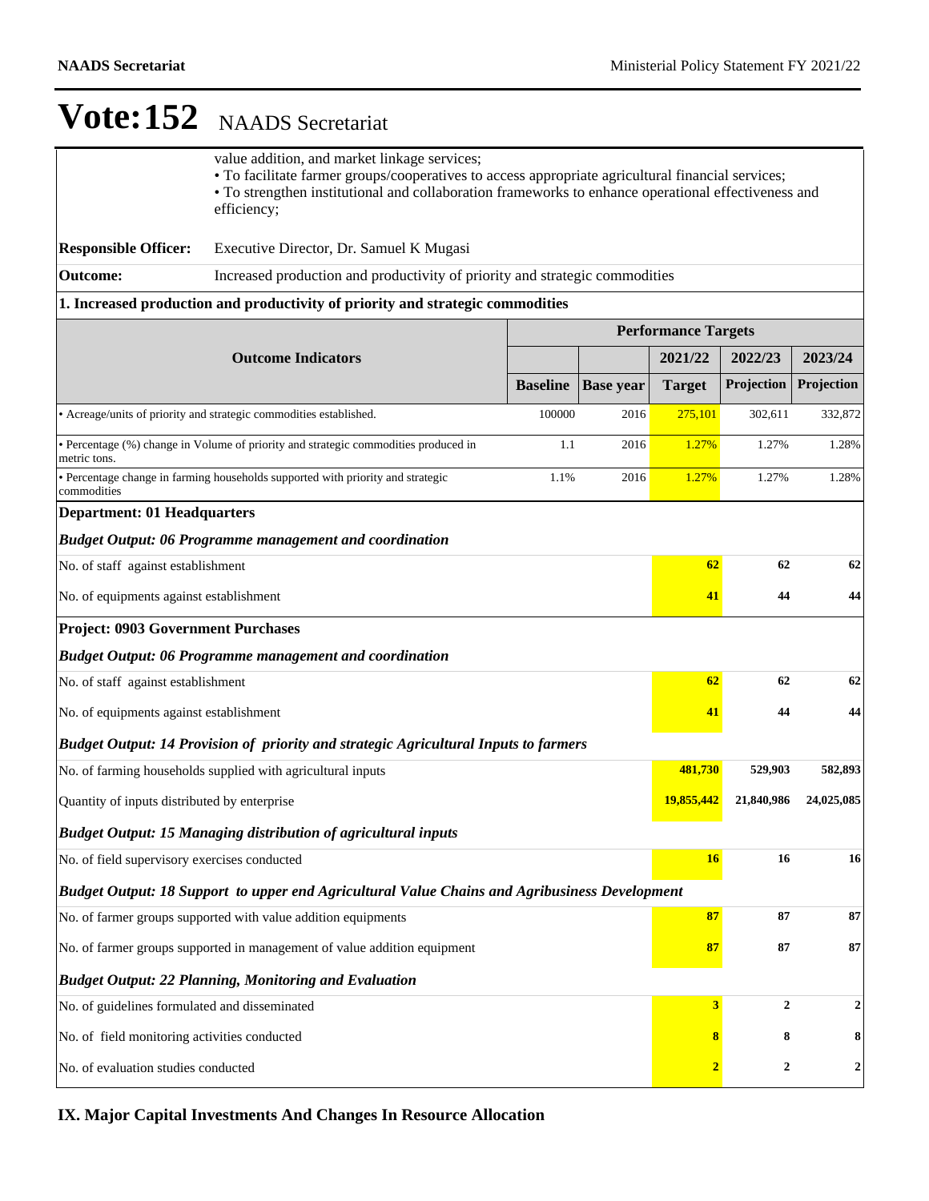# Vote:152 NAADS Secretariat

value addition, and market linkage services;
• To facilitate farmer groups/cooperatives to access appropriate agricultural financial services;
• To strengthen institutional and collaboration frameworks to enhance operational effectiveness and efficiency;

**Responsible Officer:** Executive Director, Dr. Samuel K Mugasi

**Outcome:** Increased production and productivity of priority and strategic commodities

**1. Increased production and productivity of priority and strategic commodities**

| Outcome Indicators | Performance Targets | | | | |
|---|---|---|---|---|---|
| | | | 2021/22 | 2022/23 | 2023/24 |
| | Baseline | Base year | Target | Projection | Projection |
| • Acreage/units of priority and strategic commodities established. | 100000 | 2016 | 275,101 | 302,611 | 332,872 |
| • Percentage (%) change in Volume of priority and strategic commodities produced in metric tons. | 1.1 | 2016 | 1.27% | 1.27% | 1.28% |
| • Percentage change in farming households supported with priority and strategic commodities | 1.1% | 2016 | 1.27% | 1.27% | 1.28% |

| | 2021/22 | 2022/23 | 2023/24 |
|---|---|---|---|
| **Department: 01 Headquarters** | | | |
| ***Budget Output: 06 Programme management and coordination*** | | | |
| No. of staff against establishment | **62** | **62** | **62** |
| No. of equipments against establishment | **41** | **44** | **44** |
| **Project: 0903 Government Purchases** | | | |
| ***Budget Output: 06 Programme management and coordination*** | | | |
| No. of staff against establishment | **62** | **62** | **62** |
| No. of equipments against establishment | **41** | **44** | **44** |
| ***Budget Output: 14 Provision of priority and strategic Agricultural Inputs to farmers*** | | | |
| No. of farming households supplied with agricultural inputs | **481,730** | **529,903** | **582,893** |
| Quantity of inputs distributed by enterprise | **19,855,442** | **21,840,986** | **24,025,085** |
| ***Budget Output: 15 Managing distribution of agricultural inputs*** | | | |
| No. of field supervisory exercises conducted | **16** | **16** | **16** |
| ***Budget Output: 18 Support to upper end Agricultural Value Chains and Agribusiness Development*** | | | |
| No. of farmer groups supported with value addition equipments | **87** | **87** | **87** |
| No. of farmer groups supported in management of value addition equipment | **87** | **87** | **87** |
| ***Budget Output: 22 Planning, Monitoring and Evaluation*** | | | |
| No. of guidelines formulated and disseminated | **3** | **2** | **2** |
| No. of field monitoring activities conducted | **8** | **8** | **8** |
| No. of evaluation studies conducted | **2** | **2** | **2** |

## IX. Major Capital Investments And Changes In Resource Allocation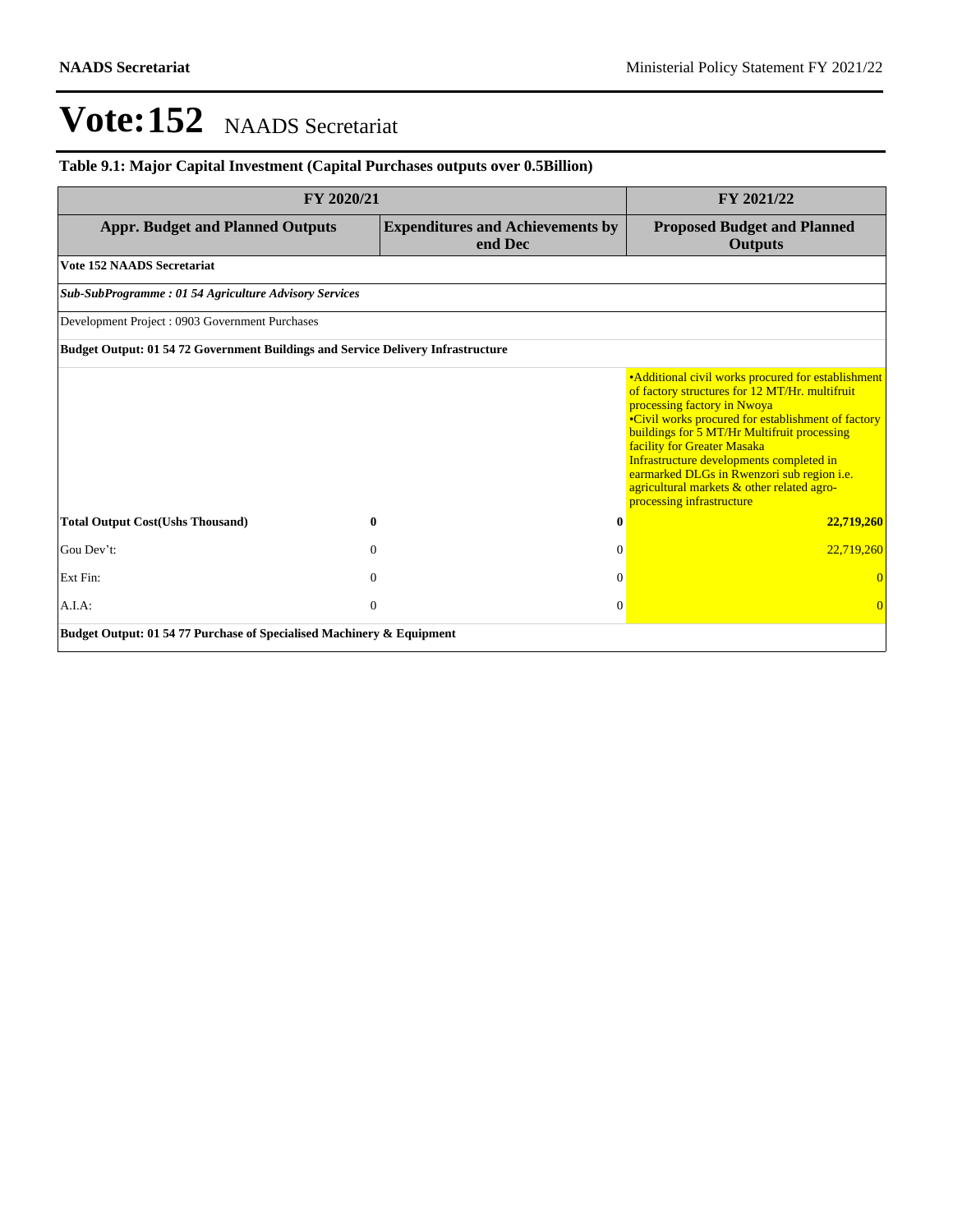# Vote:152 NAADS Secretariat

## Table 9.1: Major Capital Investment (Capital Purchases outputs over 0.5Billion)

| FY 2020/21 | | FY 2021/22 |
|---|---|---|
| **Appr. Budget and Planned Outputs** | **Expenditures and Achievements by end Dec** | **Proposed Budget and Planned Outputs** |
| **Vote 152 NAADS Secretariat** | | |
| ***Sub-SubProgramme : 01 54 Agriculture Advisory Services*** | | |
| Development Project : 0903 Government Purchases | | |
| **Budget Output: 01 54 72 Government Buildings and Service Delivery Infrastructure** | | |
| | | •Additional civil works procured for establishment of factory structures for 12 MT/Hr. multifruit processing factory in Nwoya<br>•Civil works procured for establishment of factory buildings for 5 MT/Hr Multifruit processing facility for Greater Masaka<br>Infrastructure developments completed in earmarked DLGs in Rwenzori sub region i.e. agricultural markets & other related agro-processing infrastructure |
| **Total Output Cost(Ushs Thousand)** **0** | **0** | **22,719,260** |
| Gou Dev't: 0 | 0 | 22,719,260 |
| Ext Fin: 0 | 0 | 0 |
| A.I.A: 0 | 0 | 0 |
| **Budget Output: 01 54 77 Purchase of Specialised Machinery & Equipment** | | |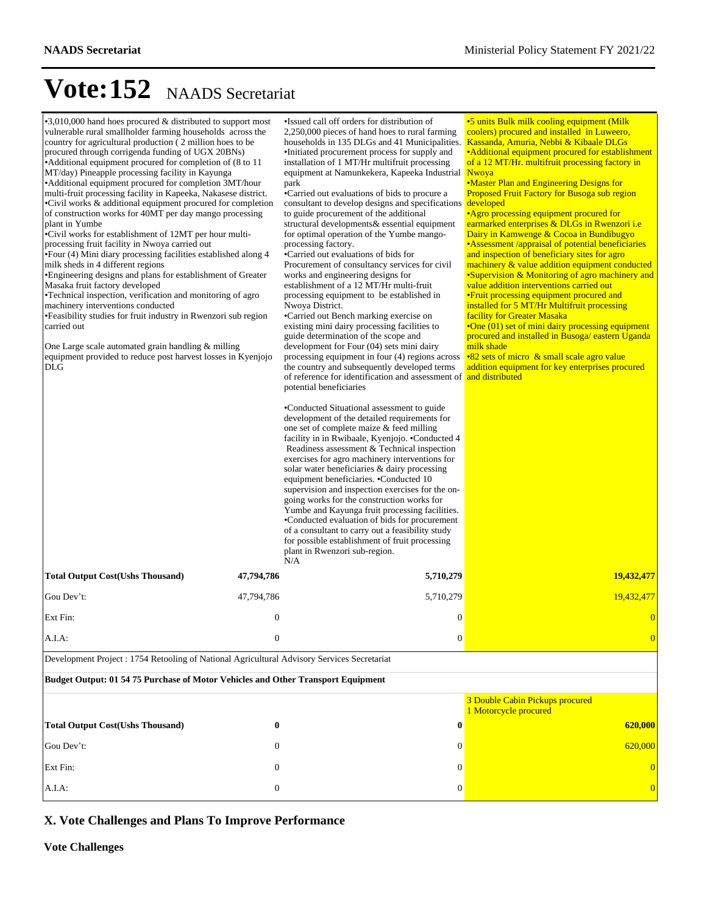# Vote:152 NAADS Secretariat

| | | |
|---|---|---|
| •3,010,000 hand hoes procured & distributed to support most vulnerable rural smallholder farming households across the country for agricultural production ( 2 million hoes to be procured through corrigenda funding of UGX 20BNs)<br>•Additional equipment procured for completion of (8 to 11 MT/day) Pineapple processing facility in Kayunga<br>•Additional equipment procured for completion 3MT/hour multi-fruit processing facility in Kapeeka, Nakasese district.<br>•Civil works & additional equipment procured for completion of construction works for 40MT per day mango processing plant in Yumbe<br>•Civil works for establishment of 12MT per hour multi-processing fruit facility in Nwoya carried out<br>•Four (4) Mini diary processing facilities established along 4 milk sheds in 4 different regions<br>•Engineering designs and plans for establishment of Greater Masaka fruit factory developed<br>•Technical inspection, verification and monitoring of agro machinery interventions conducted<br>•Feasibility studies for fruit industry in Rwenzori sub region carried out<br><br>One Large scale automated grain handling & milling equipment provided to reduce post harvest losses in Kyenjojo DLG | •Issued call off orders for distribution of 2,250,000 pieces of hand hoes to rural farming households in 135 DLGs and 41 Municipalities.<br>•Initiated procurement process for supply and installation of 1 MT/Hr multifruit processing equipment at Namunkekera, Kapeeka Industrial park<br>•Carried out evaluations of bids to procure a consultant to develop designs and specifications to guide procurement of the additional structural developments& essential equipment for optimal operation of the Yumbe mango-processing factory.<br>•Carried out evaluations of bids for Procurement of consultancy services for civil works and engineering designs for establishment of a 12 MT/Hr multi-fruit processing equipment to be established in Nwoya District.<br>•Carried out Bench marking exercise on existing mini dairy processing facilities to guide determination of the scope and development for Four (04) sets mini dairy processing equipment in four (4) regions across the country and subsequently developed terms of reference for identification and assessment of potential beneficiaries<br><br>•Conducted Situational assessment to guide development of the detailed requirements for one set of complete maize & feed milling facility in in Rwibaale, Kyenjojo. •Conducted 4 Readiness assessment & Technical inspection exercises for agro machinery interventions for solar water beneficiaries & dairy processing equipment beneficiaries. •Conducted 10 supervision and inspection exercises for the on-going works for the construction works for Yumbe and Kayunga fruit processing facilities. •Conducted evaluation of bids for procurement of a consultant to carry out a feasibility study for possible establishment of fruit processing plant in Rwenzori sub-region.<br>N/A | •5 units Bulk milk cooling equipment (Milk coolers) procured and installed in Luweero, Kassanda, Amuria, Nebbi & Kibaale DLGs<br>•Additional equipment procured for establishment of a 12 MT/Hr. multifruit processing factory in Nwoya<br>•Master Plan and Engineering Designs for Proposed Fruit Factory for Busoga sub region developed<br>•Agro processing equipment procured for earmarked enterprises & DLGs in Rwenzori i.e Dairy in Kamwenge & Cocoa in Bundibugyo<br>•Assessment /appraisal of potential beneficiaries and inspection of beneficiary sites for agro machinery & value addition equipment conducted<br>•Supervision & Monitoring of agro machinery and value addition interventions carried out<br>•Fruit processing equipment procured and installed for 5 MT/Hr Multifruit processing facility for Greater Masaka<br>•One (01) set of mini dairy processing equipment procured and installed in Busoga/ eastern Uganda milk shade<br>•82 sets of micro & small scale agro value addition equipment for key enterprises procured and distributed |

| | | | |
|---|---|---|---|
| **Total Output Cost(Ushs Thousand)** | **47,794,786** | **5,710,279** | **19,432,477** |
| Gou Dev't: | 47,794,786 | 5,710,279 | 19,432,477 |
| Ext Fin: | 0 | 0 | 0 |
| A.I.A: | 0 | 0 | 0 |

Development Project : 1754 Retooling of National Agricultural Advisory Services Secretariat

**Budget Output: 01 54 75 Purchase of Motor Vehicles and Other Transport Equipment**

| | | | |
|---|---|---|---|
| | | | 3 Double Cabin Pickups procured<br>1 Motorcycle procured |
| **Total Output Cost(Ushs Thousand)** | **0** | **0** | **620,000** |
| Gou Dev't: | 0 | 0 | 620,000 |
| Ext Fin: | 0 | 0 | 0 |
| A.I.A: | 0 | 0 | 0 |

## X. Vote Challenges and Plans To Improve Performance

### Vote Challenges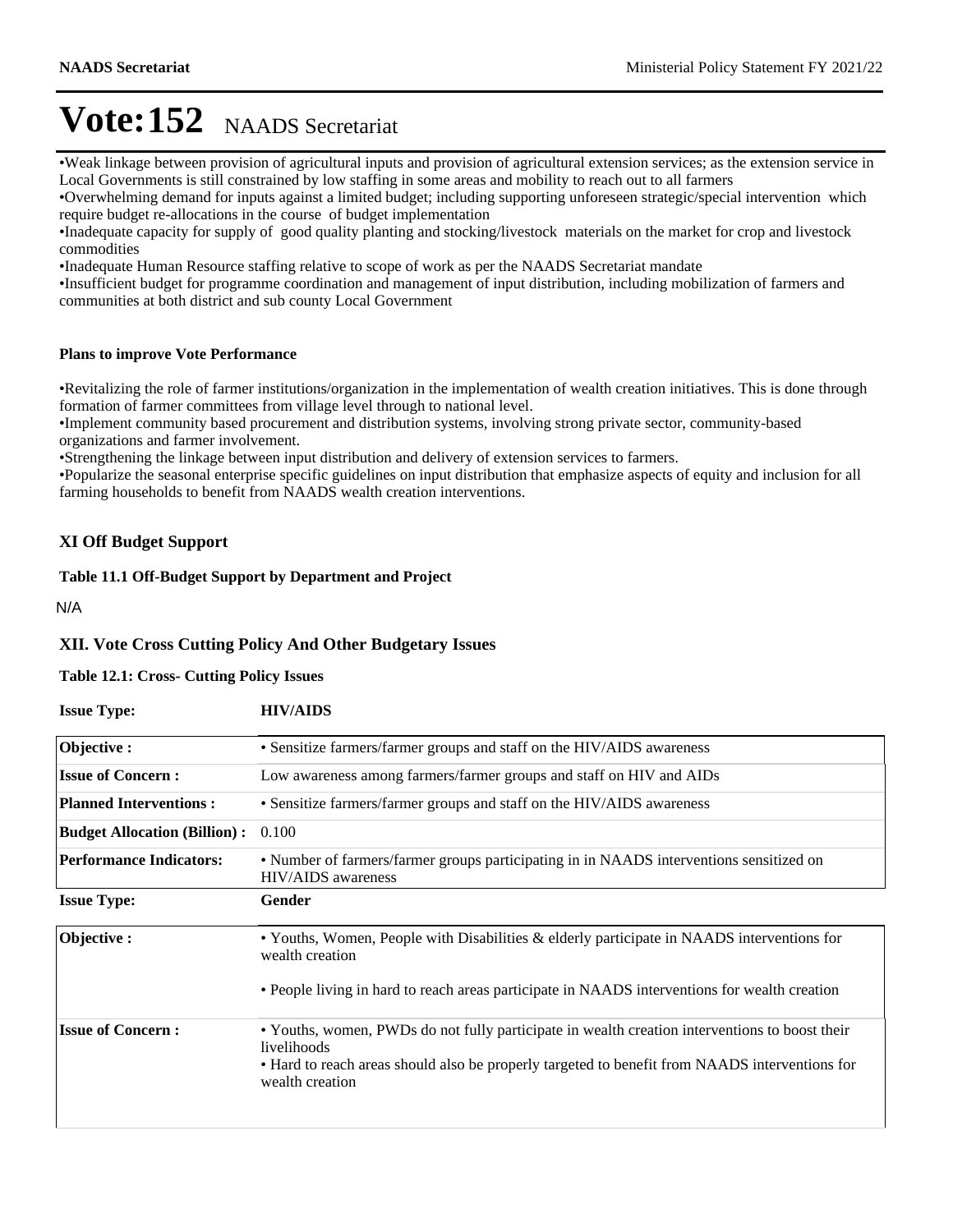# Vote:152 NAADS Secretariat

•Weak linkage between provision of agricultural inputs and provision of agricultural extension services; as the extension service in Local Governments is still constrained by low staffing in some areas and mobility to reach out to all farmers
•Overwhelming demand for inputs against a limited budget; including supporting unforeseen strategic/special intervention which require budget re-allocations in the course of budget implementation
•Inadequate capacity for supply of good quality planting and stocking/livestock materials on the market for crop and livestock commodities
•Inadequate Human Resource staffing relative to scope of work as per the NAADS Secretariat mandate
•Insufficient budget for programme coordination and management of input distribution, including mobilization of farmers and communities at both district and sub county Local Government

**Plans to improve Vote Performance**

•Revitalizing the role of farmer institutions/organization in the implementation of wealth creation initiatives. This is done through formation of farmer committees from village level through to national level.
•Implement community based procurement and distribution systems, involving strong private sector, community-based organizations and farmer involvement.
•Strengthening the linkage between input distribution and delivery of extension services to farmers.
•Popularize the seasonal enterprise specific guidelines on input distribution that emphasize aspects of equity and inclusion for all farming households to benefit from NAADS wealth creation interventions.

## XI Off Budget Support

**Table 11.1 Off-Budget Support by Department and Project**

N/A

## XII. Vote Cross Cutting Policy And Other Budgetary Issues

**Table 12.1: Cross- Cutting Policy Issues**

**Issue Type:** **HIV/AIDS**

| | |
|---|---|
| **Objective :** | • Sensitize farmers/farmer groups and staff on the HIV/AIDS awareness |
| **Issue of Concern :** | Low awareness among farmers/farmer groups and staff on HIV and AIDs |
| **Planned Interventions :** | • Sensitize farmers/farmer groups and staff on the HIV/AIDS awareness |
| **Budget Allocation (Billion) :** | 0.100 |
| **Performance Indicators:** | • Number of farmers/farmer groups participating in in NAADS interventions sensitized on HIV/AIDS awareness |

**Issue Type:** **Gender**

| | |
|---|---|
| **Objective :** | • Youths, Women, People with Disabilities & elderly participate in NAADS interventions for wealth creation<br><br>• People living in hard to reach areas participate in NAADS interventions for wealth creation |
| **Issue of Concern :** | • Youths, women, PWDs do not fully participate in wealth creation interventions to boost their livelihoods<br>• Hard to reach areas should also be properly targeted to benefit from NAADS interventions for wealth creation |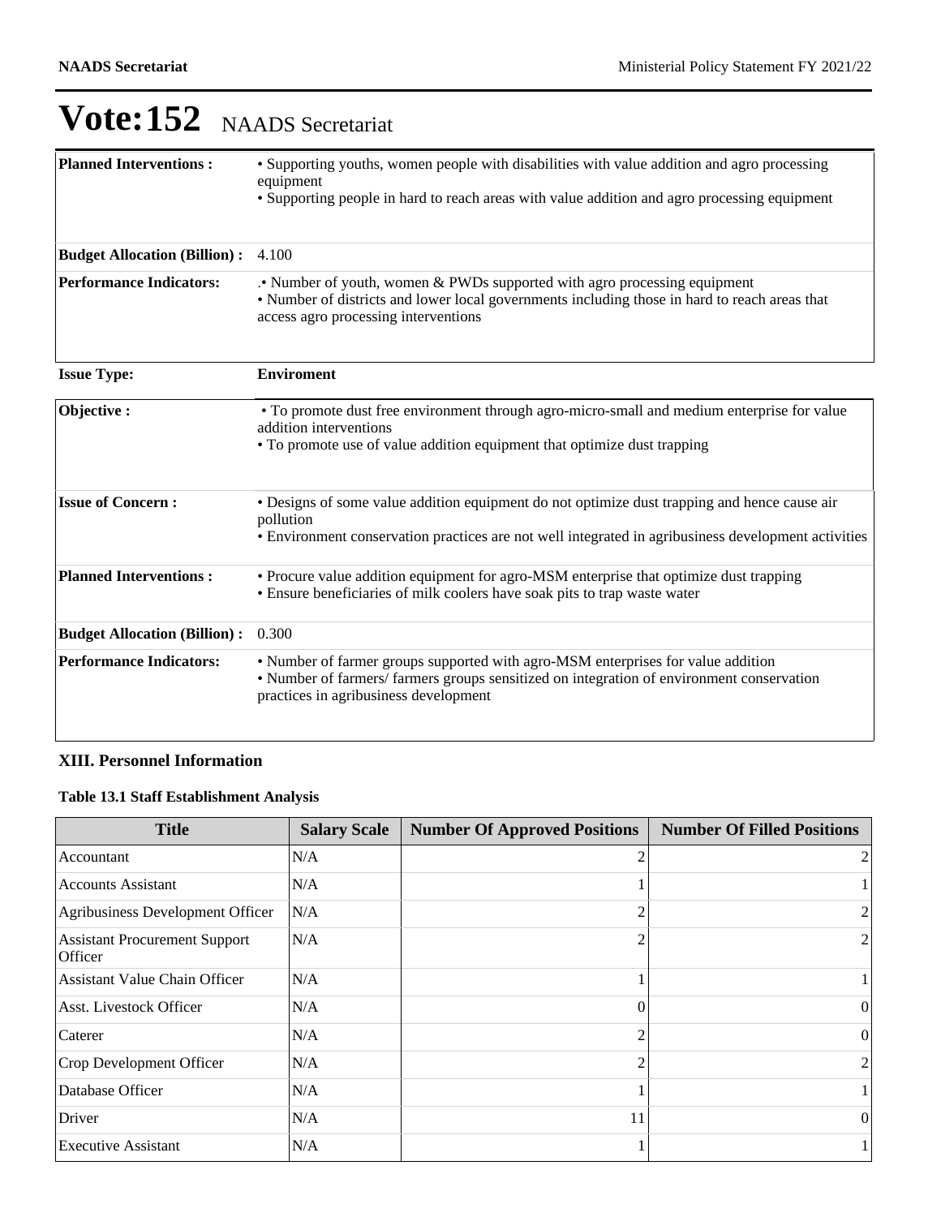# Vote:152 NAADS Secretariat

| | |
|---|---|
| **Planned Interventions :** | • Supporting youths, women people with disabilities with value addition and agro processing equipment<br>• Supporting people in hard to reach areas with value addition and agro processing equipment |
| **Budget Allocation (Billion) :** | 4.100 |
| **Performance Indicators:** | .• Number of youth, women & PWDs supported with agro processing equipment<br>• Number of districts and lower local governments including those in hard to reach areas that access agro processing interventions |

| | |
|---|---|
| **Issue Type:** | **Enviroment** |
| **Objective :** | • To promote dust free environment through agro-micro-small and medium enterprise for value addition interventions<br>• To promote use of value addition equipment that optimize dust trapping |
| **Issue of Concern :** | • Designs of some value addition equipment do not optimize dust trapping and hence cause air pollution<br>• Environment conservation practices are not well integrated in agribusiness development activities |
| **Planned Interventions :** | • Procure value addition equipment for agro-MSM enterprise that optimize dust trapping<br>• Ensure beneficiaries of milk coolers have soak pits to trap waste water |
| **Budget Allocation (Billion) :** | 0.300 |
| **Performance Indicators:** | • Number of farmer groups supported with agro-MSM enterprises for value addition<br>• Number of farmers/ farmers groups sensitized on integration of environment conservation practices in agribusiness development |

### XIII. Personnel Information

#### Table 13.1 Staff Establishment Analysis

| Title | Salary Scale | Number Of Approved Positions | Number Of Filled Positions |
|---|---|---|---|
| Accountant | N/A | 2 | 2 |
| Accounts Assistant | N/A | 1 | 1 |
| Agribusiness Development Officer | N/A | 2 | 2 |
| Assistant Procurement Support Officer | N/A | 2 | 2 |
| Assistant Value Chain Officer | N/A | 1 | 1 |
| Asst. Livestock Officer | N/A | 0 | 0 |
| Caterer | N/A | 2 | 0 |
| Crop Development Officer | N/A | 2 | 2 |
| Database Officer | N/A | 1 | 1 |
| Driver | N/A | 11 | 0 |
| Executive Assistant | N/A | 1 | 1 |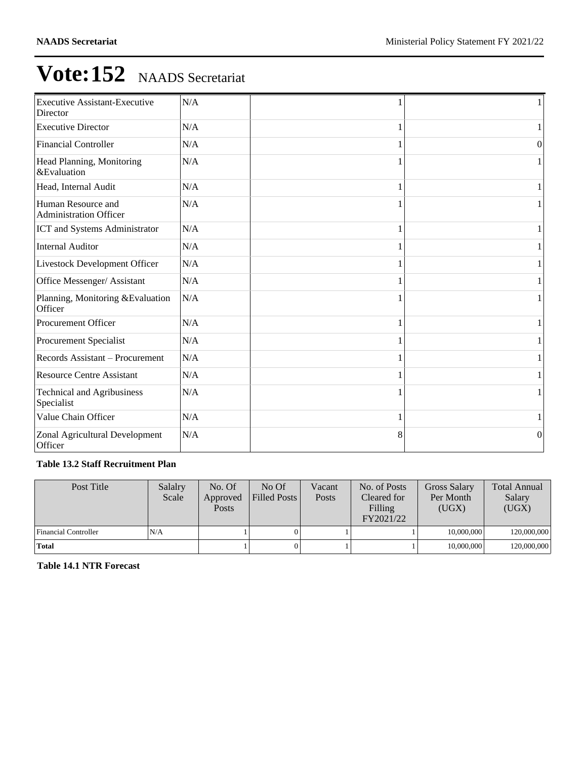# Vote:152 NAADS Secretariat

| | | | |
|---|---|---|---|
| Executive Assistant-Executive Director | N/A | 1 | 1 |
| Executive Director | N/A | 1 | 1 |
| Financial Controller | N/A | 1 | 0 |
| Head Planning, Monitoring &Evaluation | N/A | 1 | 1 |
| Head, Internal Audit | N/A | 1 | 1 |
| Human Resource and Administration Officer | N/A | 1 | 1 |
| ICT and Systems Administrator | N/A | 1 | 1 |
| Internal Auditor | N/A | 1 | 1 |
| Livestock Development Officer | N/A | 1 | 1 |
| Office Messenger/ Assistant | N/A | 1 | 1 |
| Planning, Monitoring &Evaluation Officer | N/A | 1 | 1 |
| Procurement Officer | N/A | 1 | 1 |
| Procurement Specialist | N/A | 1 | 1 |
| Records Assistant – Procurement | N/A | 1 | 1 |
| Resource Centre Assistant | N/A | 1 | 1 |
| Technical and Agribusiness Specialist | N/A | 1 | 1 |
| Value Chain Officer | N/A | 1 | 1 |
| Zonal Agricultural Development Officer | N/A | 8 | 0 |

**Table 13.2 Staff Recruitment Plan**

| Post Title | Salalry Scale | No. Of Approved Posts | No Of Filled Posts | Vacant Posts | No. of Posts Cleared for Filling FY2021/22 | Gross Salary Per Month (UGX) | Total Annual Salary (UGX) |
|---|---|---|---|---|---|---|---|
| Financial Controller | N/A | 1 | 0 | 1 | 1 | 10,000,000 | 120,000,000 |
| **Total** | | 1 | 0 | 1 | 1 | 10,000,000 | 120,000,000 |

**Table 14.1 NTR Forecast**